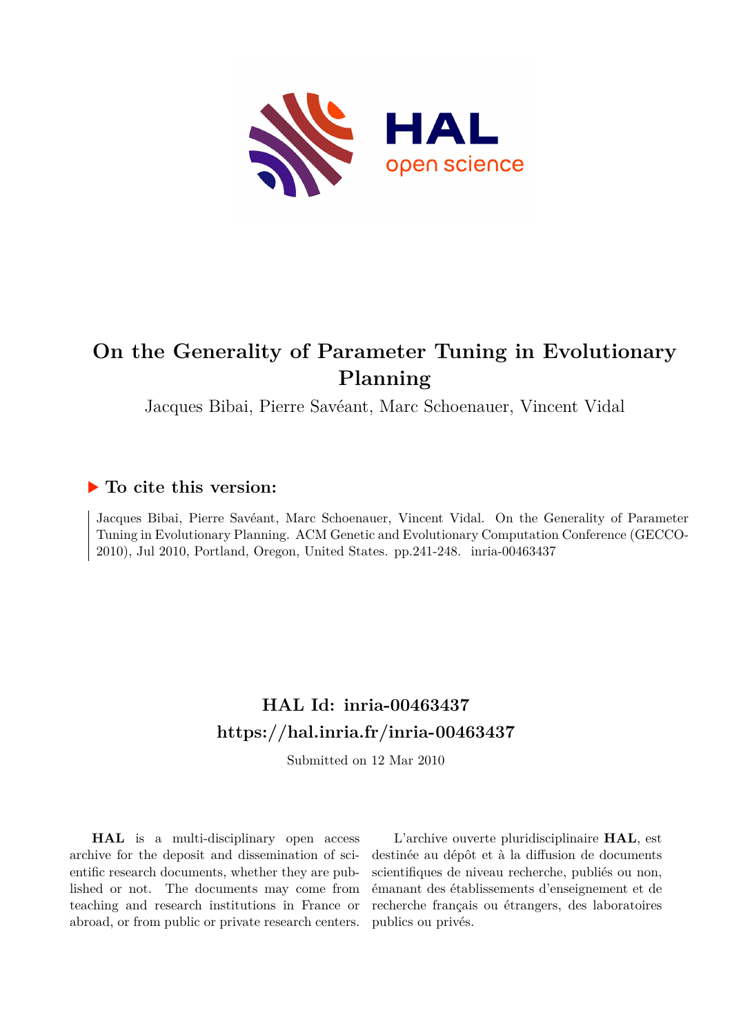# On the Generality of Parameter Tuning in Evolutionary Planning

Jacques Bibai, Pierre Savéant, Marc Schoenauer, Vincent Vidal

## ▶ To cite this version:

Jacques Bibai, Pierre Savéant, Marc Schoenauer, Vincent Vidal. On the Generality of Parameter Tuning in Evolutionary Planning. ACM Genetic and Evolutionary Computation Conference (GECCO-2010), Jul 2010, Portland, Oregon, United States. pp.241-248. inria-00463437

## HAL Id: inria-00463437

## https://hal.inria.fr/inria-00463437

Submitted on 12 Mar 2010

**HAL** is a multi-disciplinary open access archive for the deposit and dissemination of scientific research documents, whether they are published or not. The documents may come from teaching and research institutions in France or abroad, or from public or private research centers.

L'archive ouverte pluridisciplinaire **HAL**, est destinée au dépôt et à la diffusion de documents scientifiques de niveau recherche, publiés ou non, émanant des établissements d'enseignement et de recherche français ou étrangers, des laboratoires publics ou privés.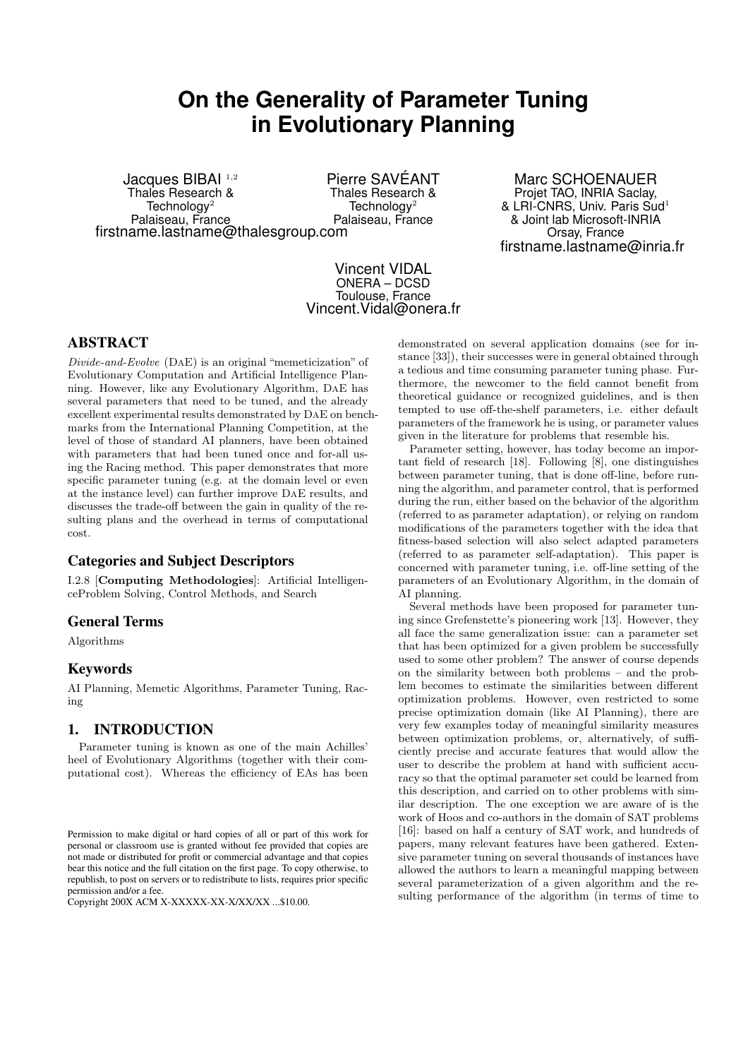# On the Generality of Parameter Tuning in Evolutionary Planning

Jacques BIBAI [1,2]
Thales Research & Technology[2]
Palaiseau, France

Pierre SAVÉANT
Thales Research & Technology[2]
Palaiseau, France

firstname.lastname@thalesgroup.com

Marc SCHOENAUER
Projet TAO, INRIA Saclay, & LRI-CNRS, Univ. Paris Sud[1] & Joint lab Microsoft-INRIA
Orsay, France
firstname.lastname@inria.fr

Vincent VIDAL
ONERA – DCSD
Toulouse, France
Vincent.Vidal@onera.fr

## ABSTRACT

*Divide-and-Evolve* (DaE) is an original "memeticization" of Evolutionary Computation and Artificial Intelligence Planning. However, like any Evolutionary Algorithm, DaE has several parameters that need to be tuned, and the already excellent experimental results demonstrated by DaE on benchmarks from the International Planning Competition, at the level of those of standard AI planners, have been obtained with parameters that had been tuned once and for-all using the Racing method. This paper demonstrates that more specific parameter tuning (e.g. at the domain level or even at the instance level) can further improve DaE results, and discusses the trade-off between the gain in quality of the resulting plans and the overhead in terms of computational cost.

### Categories and Subject Descriptors

I.2.8 [**Computing Methodologies**]: Artificial IntelligenceProblem Solving, Control Methods, and Search

### General Terms

Algorithms

### Keywords

AI Planning, Memetic Algorithms, Parameter Tuning, Racing

## 1. INTRODUCTION

Parameter tuning is known as one of the main Achilles' heel of Evolutionary Algorithms (together with their computational cost). Whereas the efficiency of EAs has been demonstrated on several application domains (see for instance [33]), their successes were in general obtained through a tedious and time consuming parameter tuning phase. Furthermore, the newcomer to the field cannot benefit from theoretical guidance or recognized guidelines, and is then tempted to use off-the-shelf parameters, i.e. either default parameters of the framework he is using, or parameter values given in the literature for problems that resemble his.

Parameter setting, however, has today become an important field of research [18]. Following [8], one distinguishes between parameter tuning, that is done off-line, before running the algorithm, and parameter control, that is performed during the run, either based on the behavior of the algorithm (referred to as parameter adaptation), or relying on random modifications of the parameters together with the idea that fitness-based selection will also select adapted parameters (referred to as parameter self-adaptation). This paper is concerned with parameter tuning, i.e. off-line setting of the parameters of an Evolutionary Algorithm, in the domain of AI planning.

Several methods have been proposed for parameter tuning since Grefenstette's pioneering work [13]. However, they all face the same generalization issue: can a parameter set that has been optimized for a given problem be successfully used to some other problem? The answer of course depends on the similarity between both problems – and the problem becomes to estimate the similarities between different optimization problems. However, even restricted to some precise optimization domain (like AI Planning), there are very few examples today of meaningful similarity measures between optimization problems, or, alternatively, of sufficiently precise and accurate features that would allow the user to describe the problem at hand with sufficient accuracy so that the optimal parameter set could be learned from this description, and carried on to other problems with similar description. The one exception we are aware of is the work of Hoos and co-authors in the domain of SAT problems [16]: based on half a century of SAT work, and hundreds of papers, many relevant features have been gathered. Extensive parameter tuning on several thousands of instances have allowed the authors to learn a meaningful mapping between several parameterization of a given algorithm and the resulting performance of the algorithm (in terms of time to

Permission to make digital or hard copies of all or part of this work for personal or classroom use is granted without fee provided that copies are not made or distributed for profit or commercial advantage and that copies bear this notice and the full citation on the first page. To copy otherwise, to republish, to post on servers or to redistribute to lists, requires prior specific permission and/or a fee.
Copyright 200X ACM X-XXXXX-XX-X/XX/XX ...$10.00.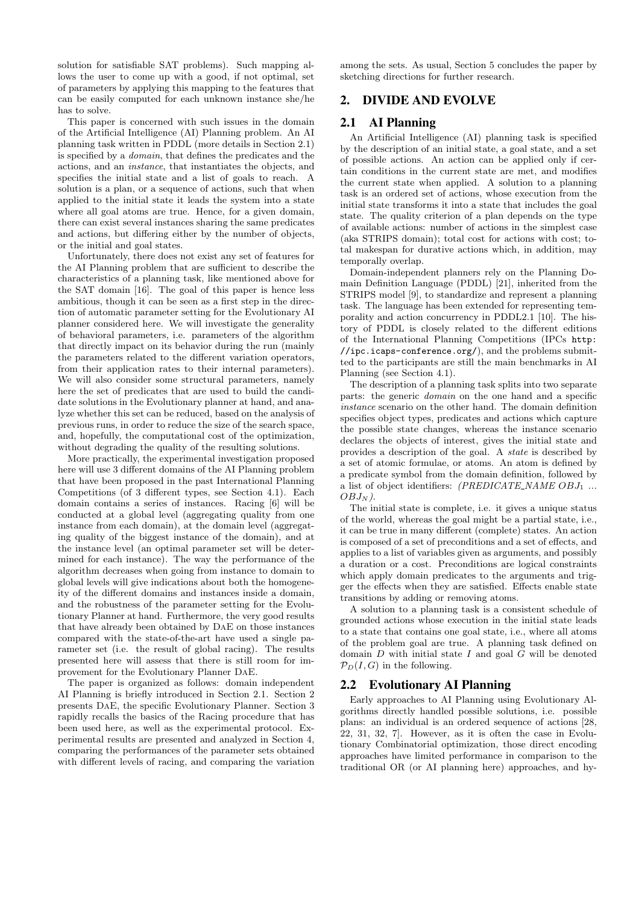solution for satisfiable SAT problems). Such mapping allows the user to come up with a good, if not optimal, set of parameters by applying this mapping to the features that can be easily computed for each unknown instance she/he has to solve.

This paper is concerned with such issues in the domain of the Artificial Intelligence (AI) Planning problem. An AI planning task written in PDDL (more details in Section 2.1) is specified by a *domain*, that defines the predicates and the actions, and an *instance*, that instantiates the objects, and specifies the initial state and a list of goals to reach. A solution is a plan, or a sequence of actions, such that when applied to the initial state it leads the system into a state where all goal atoms are true. Hence, for a given domain, there can exist several instances sharing the same predicates and actions, but differing either by the number of objects, or the initial and goal states.

Unfortunately, there does not exist any set of features for the AI Planning problem that are sufficient to describe the characteristics of a planning task, like mentioned above for the SAT domain [16]. The goal of this paper is hence less ambitious, though it can be seen as a first step in the direction of automatic parameter setting for the Evolutionary AI planner considered here. We will investigate the generality of behavioral parameters, i.e. parameters of the algorithm that directly impact on its behavior during the run (mainly the parameters related to the different variation operators, from their application rates to their internal parameters). We will also consider some structural parameters, namely here the set of predicates that are used to build the candidate solutions in the Evolutionary planner at hand, and analyze whether this set can be reduced, based on the analysis of previous runs, in order to reduce the size of the search space, and, hopefully, the computational cost of the optimization, without degrading the quality of the resulting solutions.

More practically, the experimental investigation proposed here will use 3 different domains of the AI Planning problem that have been proposed in the past International Planning Competitions (of 3 different types, see Section 4.1). Each domain contains a series of instances. Racing [6] will be conducted at a global level (aggregating quality from one instance from each domain), at the domain level (aggregating quality of the biggest instance of the domain), and at the instance level (an optimal parameter set will be determined for each instance). The way the performance of the algorithm decreases when going from instance to domain to global levels will give indications about both the homogeneity of the different domains and instances inside a domain, and the robustness of the parameter setting for the Evolutionary Planner at hand. Furthermore, the very good results that have already been obtained by DaE on those instances compared with the state-of-the-art have used a single parameter set (i.e. the result of global racing). The results presented here will assess that there is still room for improvement for the Evolutionary Planner DaE.

The paper is organized as follows: domain independent AI Planning is briefly introduced in Section 2.1. Section 2 presents DaE, the specific Evolutionary Planner. Section 3 rapidly recalls the basics of the Racing procedure that has been used here, as well as the experimental protocol. Experimental results are presented and analyzed in Section 4, comparing the performances of the parameter sets obtained with different levels of racing, and comparing the variation among the sets. As usual, Section 5 concludes the paper by sketching directions for further research.

## 2. DIVIDE AND EVOLVE

### 2.1 AI Planning

An Artificial Intelligence (AI) planning task is specified by the description of an initial state, a goal state, and a set of possible actions. An action can be applied only if certain conditions in the current state are met, and modifies the current state when applied. A solution to a planning task is an ordered set of actions, whose execution from the initial state transforms it into a state that includes the goal state. The quality criterion of a plan depends on the type of available actions: number of actions in the simplest case (aka STRIPS domain); total cost for actions with cost; total makespan for durative actions which, in addition, may temporally overlap.

Domain-independent planners rely on the Planning Domain Definition Language (PDDL) [21], inherited from the STRIPS model [9], to standardize and represent a planning task. The language has been extended for representing temporality and action concurrency in PDDL2.1 [10]. The history of PDDL is closely related to the different editions of the International Planning Competitions (IPCs `http://ipc.icaps-conference.org/`), and the problems submitted to the participants are still the main benchmarks in AI Planning (see Section 4.1).

The description of a planning task splits into two separate parts: the generic *domain* on the one hand and a specific *instance* scenario on the other hand. The domain definition specifies object types, predicates and actions which capture the possible state changes, whereas the instance scenario declares the objects of interest, gives the initial state and provides a description of the goal. A *state* is described by a set of atomic formulae, or atoms. An atom is defined by a predicate symbol from the domain definition, followed by a list of object identifiers: *(PREDICATE_NAME $OBJ_1$ ... $OBJ_N$)*.

The initial state is complete, i.e. it gives a unique status of the world, whereas the goal might be a partial state, i.e., it can be true in many different (complete) states. An action is composed of a set of preconditions and a set of effects, and applies to a list of variables given as arguments, and possibly a duration or a cost. Preconditions are logical constraints which apply domain predicates to the arguments and trigger the effects when they are satisfied. Effects enable state transitions by adding or removing atoms.

A solution to a planning task is a consistent schedule of grounded actions whose execution in the initial state leads to a state that contains one goal state, i.e., where all atoms of the problem goal are true. A planning task defined on domain $D$ with initial state $I$ and goal $G$ will be denoted $\mathcal{P}_D(I, G)$ in the following.

### 2.2 Evolutionary AI Planning

Early approaches to AI Planning using Evolutionary Algorithms directly handled possible solutions, i.e. possible plans: an individual is an ordered sequence of actions [28, 22, 31, 32, 7]. However, as it is often the case in Evolutionary Combinatorial optimization, those direct encoding approaches have limited performance in comparison to the traditional OR (or AI planning here) approaches, and hy-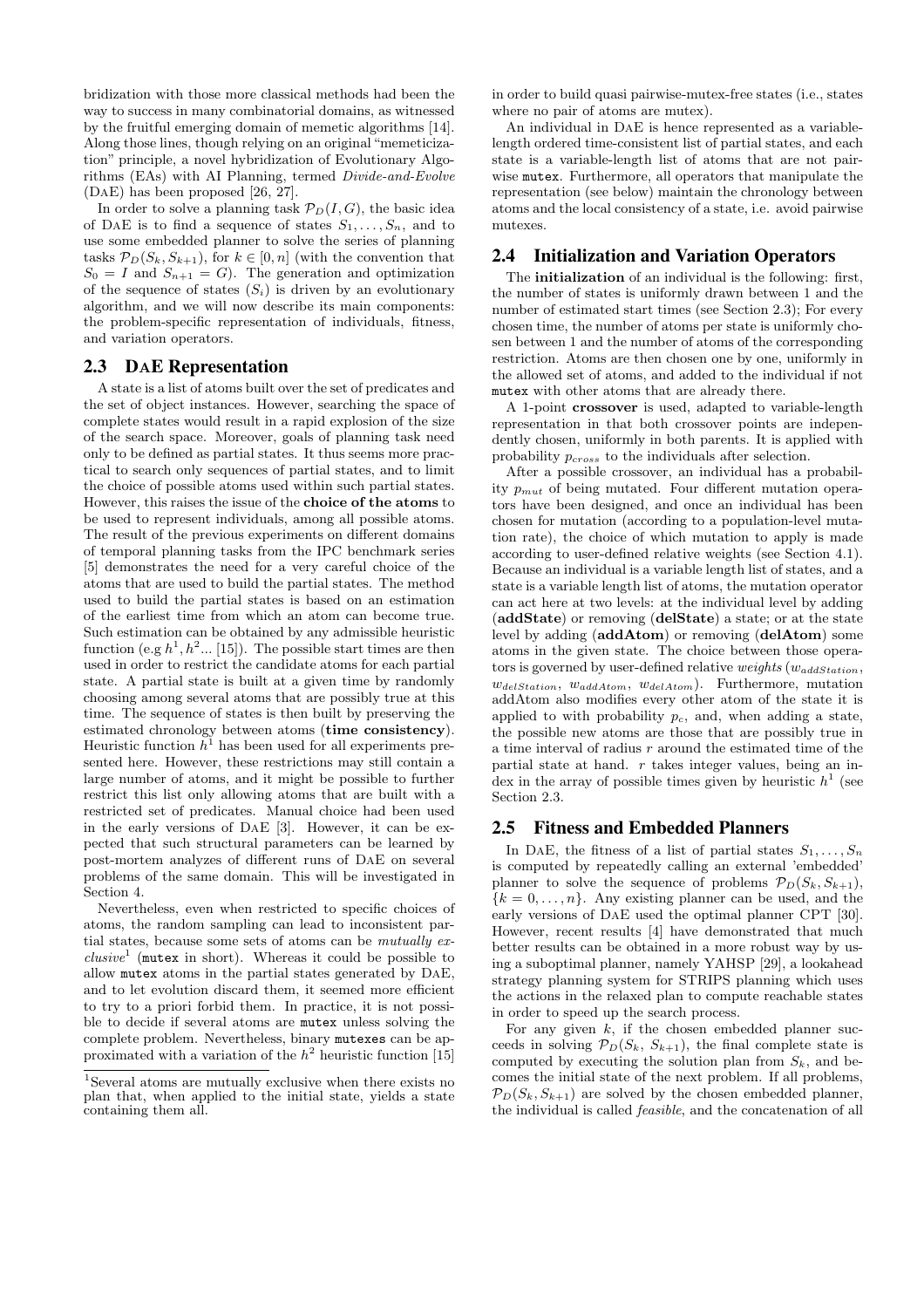bridization with those more classical methods had been the way to success in many combinatorial domains, as witnessed by the fruitful emerging domain of memetic algorithms [14]. Along those lines, though relying on an original "memeticization" principle, a novel hybridization of Evolutionary Algorithms (EAs) with AI Planning, termed *Divide-and-Evolve* (DAE) has been proposed [26, 27].

In order to solve a planning task $\mathcal{P}_D(I, G)$, the basic idea of DAE is to find a sequence of states $S_1, \ldots, S_n$, and to use some embedded planner to solve the series of planning tasks $\mathcal{P}_D(S_k, S_{k+1})$, for $k \in [0, n]$ (with the convention that $S_0 = I$ and $S_{n+1} = G$). The generation and optimization of the sequence of states $(S_i)$ is driven by an evolutionary algorithm, and we will now describe its main components: the problem-specific representation of individuals, fitness, and variation operators.

## 2.3 DAE Representation

A state is a list of atoms built over the set of predicates and the set of object instances. However, searching the space of complete states would result in a rapid explosion of the size of the search space. Moreover, goals of planning task need only to be defined as partial states. It thus seems more practical to search only sequences of partial states, and to limit the choice of possible atoms used within such partial states. However, this raises the issue of the **choice of the atoms** to be used to represent individuals, among all possible atoms. The result of the previous experiments on different domains of temporal planning tasks from the IPC benchmark series [5] demonstrates the need for a very careful choice of the atoms that are used to build the partial states. The method used to build the partial states is based on an estimation of the earliest time from which an atom can become true. Such estimation can be obtained by any admissible heuristic function (e.g $h^1, h^2$... [15]). The possible start times are then used in order to restrict the candidate atoms for each partial state. A partial state is built at a given time by randomly choosing among several atoms that are possibly true at this time. The sequence of states is then built by preserving the estimated chronology between atoms (**time consistency**). Heuristic function $h^1$ has been used for all experiments presented here. However, these restrictions may still contain a large number of atoms, and it might be possible to further restrict this list only allowing atoms that are built with a restricted set of predicates. Manual choice had been used in the early versions of DAE [3]. However, it can be expected that such structural parameters can be learned by post-mortem analyzes of different runs of DAE on several problems of the same domain. This will be investigated in Section 4.

Nevertheless, even when restricted to specific choices of atoms, the random sampling can lead to inconsistent partial states, because some sets of atoms can be *mutually exclusive*[1] (`mutex` in short). Whereas it could be possible to allow `mutex` atoms in the partial states generated by DAE, and to let evolution discard them, it seemed more efficient to try to a priori forbid them. In practice, it is not possible to decide if several atoms are `mutex` unless solving the complete problem. Nevertheless, binary `mutexes` can be approximated with a variation of the $h^2$ heuristic function [15] in order to build quasi pairwise-mutex-free states (i.e., states where no pair of atoms are mutex).

[1] Several atoms are mutually exclusive when there exists no plan that, when applied to the initial state, yields a state containing them all.

An individual in DAE is hence represented as a variable-length ordered time-consistent list of partial states, and each state is a variable-length list of atoms that are not pairwise `mutex`. Furthermore, all operators that manipulate the representation (see below) maintain the chronology between atoms and the local consistency of a state, i.e. avoid pairwise mutexes.

## 2.4 Initialization and Variation Operators

The **initialization** of an individual is the following: first, the number of states is uniformly drawn between 1 and the number of estimated start times (see Section 2.3); For every chosen time, the number of atoms per state is uniformly chosen between 1 and the number of atoms of the corresponding restriction. Atoms are then chosen one by one, uniformly in the allowed set of atoms, and added to the individual if not `mutex` with other atoms that are already there.

A 1-point **crossover** is used, adapted to variable-length representation in that both crossover points are independently chosen, uniformly in both parents. It is applied with probability $p_{cross}$ to the individuals after selection.

After a possible crossover, an individual has a probability $p_{mut}$ of being mutated. Four different mutation operators have been designed, and once an individual has been chosen for mutation (according to a population-level mutation rate), the choice of which mutation to apply is made according to user-defined relative weights (see Section 4.1). Because an individual is a variable length list of states, and a state is a variable length list of atoms, the mutation operator can act here at two levels: at the individual level by adding (**addState**) or removing (**delState**) a state; or at the state level by adding (**addAtom**) or removing (**delAtom**) some atoms in the given state. The choice between those operators is governed by user-defined relative *weights* ($w_{addStation}$, $w_{delStation}$, $w_{addAtom}$, $w_{delAtom}$). Furthermore, mutation addAtom also modifies every other atom of the state it is applied to with probability $p_c$, and, when adding a state, the possible new atoms are those that are possibly true in a time interval of radius $r$ around the estimated time of the partial state at hand. $r$ takes integer values, being an index in the array of possible times given by heuristic $h^1$ (see Section 2.3.

## 2.5 Fitness and Embedded Planners

In DAE, the fitness of a list of partial states $S_1, \ldots, S_n$ is computed by repeatedly calling an external 'embedded' planner to solve the sequence of problems $\mathcal{P}_D(S_k, S_{k+1})$, $\{k = 0, \ldots, n\}$. Any existing planner can be used, and the early versions of DAE used the optimal planner CPT [30]. However, recent results [4] have demonstrated that much better results can be obtained in a more robust way by using a suboptimal planner, namely YAHSP [29], a lookahead strategy planning system for STRIPS planning which uses the actions in the relaxed plan to compute reachable states in order to speed up the search process.

For any given $k$, if the chosen embedded planner succeeds in solving $\mathcal{P}_D(S_k, S_{k+1})$, the final complete state is computed by executing the solution plan from $S_k$, and becomes the initial state of the next problem. If all problems, $\mathcal{P}_D(S_k, S_{k+1})$ are solved by the chosen embedded planner, the individual is called *feasible*, and the concatenation of all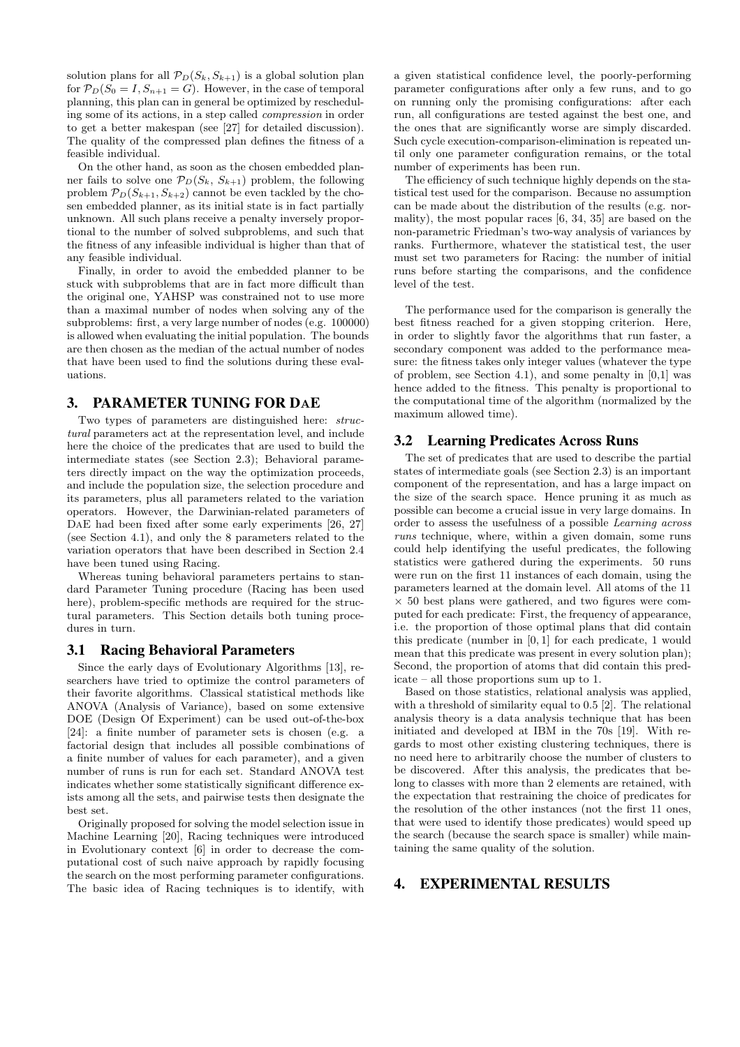solution plans for all $\mathcal{P}_D(S_k, S_{k+1})$ is a global solution plan for $\mathcal{P}_D(S_0 = I, S_{n+1} = G)$. However, in the case of temporal planning, this plan can in general be optimized by rescheduling some of its actions, in a step called *compression* in order to get a better makespan (see [27] for detailed discussion). The quality of the compressed plan defines the fitness of a feasible individual.

On the other hand, as soon as the chosen embedded planner fails to solve one $\mathcal{P}_D(S_k, S_{k+1})$ problem, the following problem $\mathcal{P}_D(S_{k+1}, S_{k+2})$ cannot be even tackled by the chosen embedded planner, as its initial state is in fact partially unknown. All such plans receive a penalty inversely proportional to the number of solved subproblems, and such that the fitness of any infeasible individual is higher than that of any feasible individual.

Finally, in order to avoid the embedded planner to be stuck with subproblems that are in fact more difficult than the original one, YAHSP was constrained not to use more than a maximal number of nodes when solving any of the subproblems: first, a very large number of nodes (e.g. 100000) is allowed when evaluating the initial population. The bounds are then chosen as the median of the actual number of nodes that have been used to find the solutions during these evaluations.

## 3. PARAMETER TUNING FOR DAE

Two types of parameters are distinguished here: *structural* parameters act at the representation level, and include here the choice of the predicates that are used to build the intermediate states (see Section 2.3); Behavioral parameters directly impact on the way the optimization proceeds, and include the population size, the selection procedure and its parameters, plus all parameters related to the variation operators. However, the Darwinian-related parameters of DAE had been fixed after some early experiments [26, 27] (see Section 4.1), and only the 8 parameters related to the variation operators that have been described in Section 2.4 have been tuned using Racing.

Whereas tuning behavioral parameters pertains to standard Parameter Tuning procedure (Racing has been used here), problem-specific methods are required for the structural parameters. This Section details both tuning procedures in turn.

### 3.1 Racing Behavioral Parameters

Since the early days of Evolutionary Algorithms [13], researchers have tried to optimize the control parameters of their favorite algorithms. Classical statistical methods like ANOVA (Analysis of Variance), based on some extensive DOE (Design Of Experiment) can be used out-of-the-box [24]: a finite number of parameter sets is chosen (e.g. a factorial design that includes all possible combinations of a finite number of values for each parameter), and a given number of runs is run for each set. Standard ANOVA test indicates whether some statistically significant difference exists among all the sets, and pairwise tests then designate the best set.

Originally proposed for solving the model selection issue in Machine Learning [20], Racing techniques were introduced in Evolutionary context [6] in order to decrease the computational cost of such naive approach by rapidly focusing the search on the most performing parameter configurations. The basic idea of Racing techniques is to identify, with a given statistical confidence level, the poorly-performing parameter configurations after only a few runs, and to go on running only the promising configurations: after each run, all configurations are tested against the best one, and the ones that are significantly worse are simply discarded. Such cycle execution-comparison-elimination is repeated until only one parameter configuration remains, or the total number of experiments has been run.

The efficiency of such technique highly depends on the statistical test used for the comparison. Because no assumption can be made about the distribution of the results (e.g. normality), the most popular races [6, 34, 35] are based on the non-parametric Friedman's two-way analysis of variances by ranks. Furthermore, whatever the statistical test, the user must set two parameters for Racing: the number of initial runs before starting the comparisons, and the confidence level of the test.

The performance used for the comparison is generally the best fitness reached for a given stopping criterion. Here, in order to slightly favor the algorithms that run faster, a secondary component was added to the performance measure: the fitness takes only integer values (whatever the type of problem, see Section 4.1), and some penalty in [0,1] was hence added to the fitness. This penalty is proportional to the computational time of the algorithm (normalized by the maximum allowed time).

### 3.2 Learning Predicates Across Runs

The set of predicates that are used to describe the partial states of intermediate goals (see Section 2.3) is an important component of the representation, and has a large impact on the size of the search space. Hence pruning it as much as possible can become a crucial issue in very large domains. In order to assess the usefulness of a possible *Learning across runs* technique, where, within a given domain, some runs could help identifying the useful predicates, the following statistics were gathered during the experiments. 50 runs were run on the first 11 instances of each domain, using the parameters learned at the domain level. All atoms of the 11 $\times$ 50 best plans were gathered, and two figures were computed for each predicate: First, the frequency of appearance, i.e. the proportion of those optimal plans that did contain this predicate (number in $[0, 1]$ for each predicate, 1 would mean that this predicate was present in every solution plan); Second, the proportion of atoms that did contain this predicate – all those proportions sum up to 1.

Based on those statistics, relational analysis was applied, with a threshold of similarity equal to 0.5 [2]. The relational analysis theory is a data analysis technique that has been initiated and developed at IBM in the 70s [19]. With regards to most other existing clustering techniques, there is no need here to arbitrarily choose the number of clusters to be discovered. After this analysis, the predicates that belong to classes with more than 2 elements are retained, with the expectation that restraining the choice of predicates for the resolution of the other instances (not the first 11 ones, that were used to identify those predicates) would speed up the search (because the search space is smaller) while maintaining the same quality of the solution.

## 4. EXPERIMENTAL RESULTS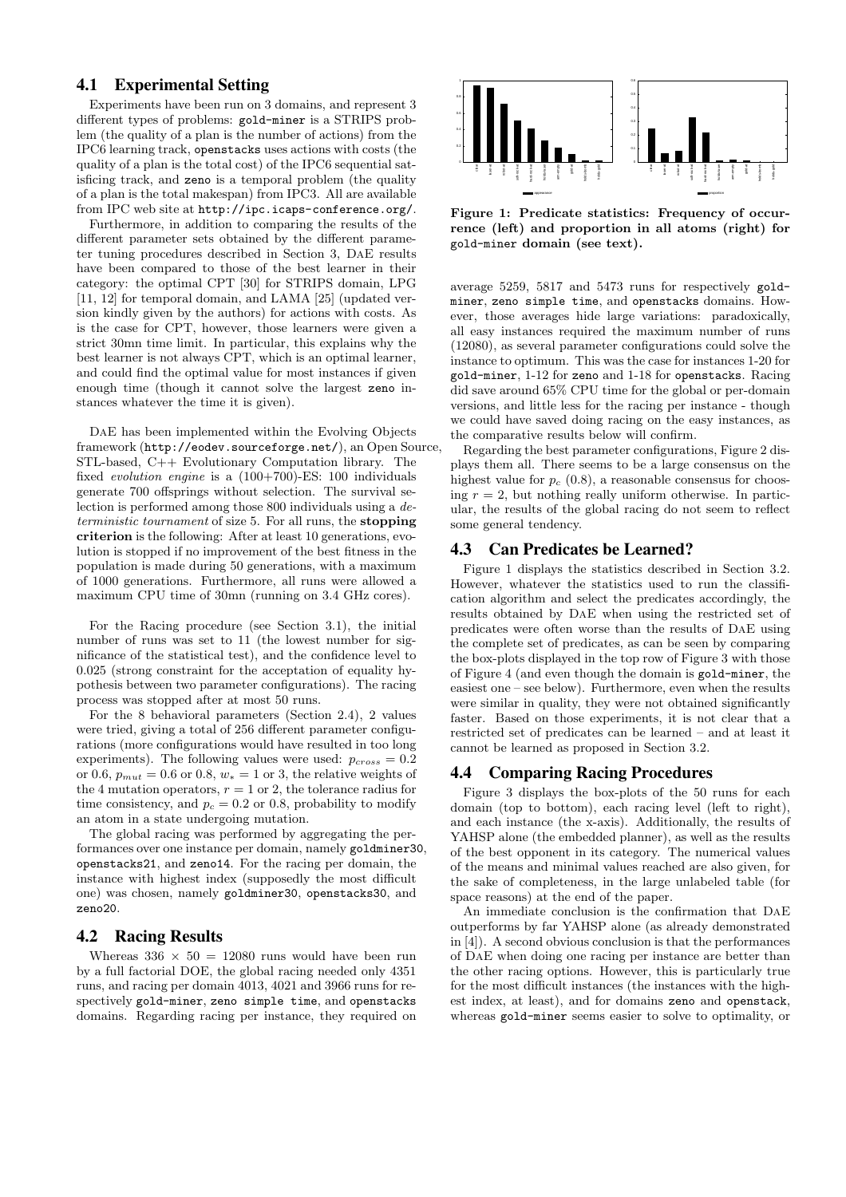### 4.1 Experimental Setting

Experiments have been run on 3 domains, and represent 3 different types of problems: `gold-miner` is a STRIPS problem (the quality of a plan is the number of actions) from the IPC6 learning track, `openstacks` uses actions with costs (the quality of a plan is the total cost) of the IPC6 sequential satisficing track, and `zeno` is a temporal problem (the quality of a plan is the total makespan) from IPC3. All are available from IPC web site at `http://ipc.icaps-conference.org/`.

Furthermore, in addition to comparing the results of the different parameter sets obtained by the different parameter tuning procedures described in Section 3, DaE results have been compared to those of the best learner in their category: the optimal CPT [30] for STRIPS domain, LPG [11, 12] for temporal domain, and LAMA [25] (updated version kindly given by the authors) for actions with costs. As is the case for CPT, however, those learners were given a strict 30mn time limit. In particular, this explains why the best learner is not always CPT, which is an optimal learner, and could find the optimal value for most instances if given enough time (though it cannot solve the largest `zeno` instances whatever the time it is given).

DaE has been implemented within the Evolving Objects framework (`http://eodev.sourceforge.net/`), an Open Source, STL-based, C++ Evolutionary Computation library. The fixed *evolution engine* is a (100+700)-ES: 100 individuals generate 700 offsprings without selection. The survival selection is performed among those 800 individuals using a *deterministic tournament* of size 5. For all runs, the **stopping criterion** is the following: After at least 10 generations, evolution is stopped if no improvement of the best fitness in the population is made during 50 generations, with a maximum of 1000 generations. Furthermore, all runs were allowed a maximum CPU time of 30mn (running on 3.4 GHz cores).

For the Racing procedure (see Section 3.1), the initial number of runs was set to 11 (the lowest number for significance of the statistical test), and the confidence level to 0.025 (strong constraint for the acceptation of equality hypothesis between two parameter configurations). The racing process was stopped after at most 50 runs.

For the 8 behavioral parameters (Section 2.4), 2 values were tried, giving a total of 256 different parameter configurations (more configurations would have resulted in too long experiments). The following values were used: $p_{cross} = 0.2$ or 0.6, $p_{mut} = 0.6$ or 0.8, $w_* = 1$ or 3, the relative weights of the 4 mutation operators, $r = 1$ or 2, the tolerance radius for time consistency, and $p_c = 0.2$ or 0.8, probability to modify an atom in a state undergoing mutation.

The global racing was performed by aggregating the performances over one instance per domain, namely `goldminer30`, `openstacks21`, and `zeno14`. For the racing per domain, the instance with highest index (supposedly the most difficult one) was chosen, namely `goldminer30`, `openstacks30`, and `zeno20`.

### 4.2 Racing Results

Whereas $336 \times 50 = 12080$ runs would have been run by a full factorial DOE, the global racing needed only 4351 runs, and racing per domain 4013, 4021 and 3966 runs for respectively `gold-miner`, `zeno simple time`, and `openstacks` domains. Regarding racing per instance, they required on average 5259, 5817 and 5473 runs for respectively `gold-miner`, `zeno simple time`, and `openstacks` domains. However, those averages hide large variations: paradoxically, all easy instances required the maximum number of runs (12080), as several parameter configurations could solve the instance to optimum. This was the case for instances 1-20 for `gold-miner`, 1-12 for `zeno` and 1-18 for `openstacks`. Racing did save around 65% CPU time for the global or per-domain versions, and little less for the racing per instance - though we could have saved doing racing on the easy instances, as the comparative results below will confirm.

Regarding the best parameter configurations, Figure 2 displays them all. There seems to be a large consensus on the highest value for $p_c$ (0.8), a reasonable consensus for choosing $r = 2$, but nothing really uniform otherwise. In particular, the results of the global racing do not seem to reflect some general tendency.

**Figure 1: Predicate statistics: Frequency of occurrence (left) and proportion in all atoms (right) for `gold-miner` domain (see text).**

### 4.3 Can Predicates be Learned?

Figure 1 displays the statistics described in Section 3.2. However, whatever the statistics used to run the classification algorithm and select the predicates accordingly, the results obtained by DaE when using the restricted set of predicates were often worse than the results of DaE using the complete set of predicates, as can be seen by comparing the box-plots displayed in the top row of Figure 3 with those of Figure 4 (and even though the domain is `gold-miner`, the easiest one – see below). Furthermore, even when the results were similar in quality, they were not obtained significantly faster. Based on those experiments, it is not clear that a restricted set of predicates can be learned – and at least it cannot be learned as proposed in Section 3.2.

### 4.4 Comparing Racing Procedures

Figure 3 displays the box-plots of the 50 runs for each domain (top to bottom), each racing level (left to right), and each instance (the x-axis). Additionally, the results of YAHSP alone (the embedded planner), as well as the results of the best opponent in its category. The numerical values of the means and minimal values reached are also given, for the sake of completeness, in the large unlabeled table (for space reasons) at the end of the paper.

An immediate conclusion is the confirmation that DaE outperforms by far YAHSP alone (as already demonstrated in [4]). A second obvious conclusion is that the performances of DaE when doing one racing per instance are better than the other racing options. However, this is particularly true for the most difficult instances (the instances with the highest index, at least), and for domains `zeno` and `openstack`, whereas `gold-miner` seems easier to solve to optimality, or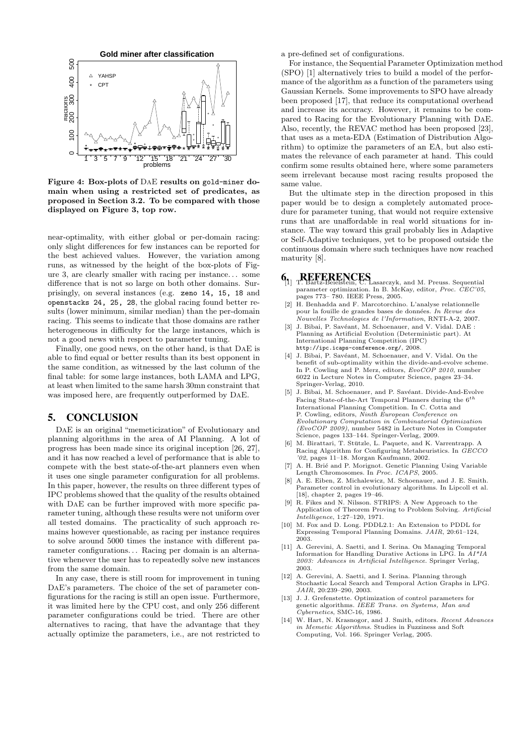Figure 4: Box-plots of DaE results on gold-miner domain when using a restricted set of predicates, as proposed in Section 3.2. To be compared with those displayed on Figure 3, top row.

near-optimality, with either global or per-domain racing: only slight differences for few instances can be reported for the best achieved values. However, the variation among runs, as witnessed by the height of the box-plots of Figure 3, are clearly smaller with racing per instance... some difference that is not so large on both other domains. Surprisingly, on several instances (e.g. zeno 14, 15, 18 and openstacks 24, 25, 28, the global racing found better results (lower minimum, similar median) than the per-domain racing. This seems to indicate that those domains are rather heterogeneous in difficulty for the large instances, which is not a good news with respect to parameter tuning.

Finally, one good news, on the other hand, is that DaE is able to find equal or better results than its best opponent in the same condition, as witnessed by the last column of the final table: for some large instances, both LAMA and LPG, at least when limited to the same harsh 30mn constraint that was imposed here, are frequently outperformed by DaE.

## 5. CONCLUSION

DaE is an original "memeticization" of Evolutionary and planning algorithms in the area of AI Planning. A lot of progress has been made since its original inception [26, 27], and it has now reached a level of performance that is able to compete with the best state-of-the-art planners even when it uses one single parameter configuration for all problems. In this paper, however, the results on three different types of IPC problems showed that the quality of the results obtained with DaE can be further improved with more specific parameter tuning, although these results were not uniform over all tested domains. The practicality of such approach remains however questionable, as racing per instance requires to solve around 5000 times the instance with different parameter configurations... Racing per domain is an alternative whenever the user has to repeatedly solve new instances from the same domain.

In any case, there is still room for improvement in tuning DaE's parameters. The choice of the set of parameter configurations for the racing is still an open issue. Furthermore, it was limited here by the CPU cost, and only 256 different parameter configurations could be tried. There are other alternatives to racing, that have the advantage that they actually optimize the parameters, i.e., are not restricted to a pre-defined set of configurations.

For instance, the Sequential Parameter Optimization method (SPO) [1] alternatively tries to build a model of the performance of the algorithm as a function of the parameters using Gaussian Kernels. Some improvements to SPO have already been proposed [17], that reduce its computational overhead and increase its accuracy. However, it remains to be compared to Racing for the Evolutionary Planning with DaE. Also, recently, the REVAC method has been proposed [23], that uses as a meta-EDA (Estimation of Distribution Algorithm) to optimize the parameters of an EA, but also estimates the relevance of each parameter at hand. This could confirm some results obtained here, where some parameters seem irrelevant because most racing results proposed the same value.

But the ultimate step in the direction proposed in this paper would be to design a completely automated procedure for parameter tuning, that would not require extensive runs that are unaffordable in real world situations for instance. The way toward this grail probably lies in Adaptive or Self-Adaptive techniques, yet to be proposed outside the continuous domain where such techniques have now reached maturity [8].

## 6. REFERENCES

[1] T. Bartz-Beielstein, C. Lasarczyk, and M. Preuss. Sequential parameter optimization. In B. McKay, editor, *Proc. CEC'05*, pages 773– 780. IEEE Press, 2005.

[2] H. Benhadda and F. Marcotorchino. L'analyse relationnelle pour la fouille de grandes bases de données. *In Revue des Nouvelles Technologies de l'Information*, RNTI-A-2, 2007.

[3] J. Bibai, P. Savéant, M. Schoenauer, and V. Vidal. DAE : Planning as Artificial Evolution (Deterministic part). At International Planning Competition (IPC) http://ipc.icaps-conference.org/, 2008.

[4] J. Bibai, P. Savéant, M. Schoenauer, and V. Vidal. On the benefit of sub-optimality within the divide-and-evolve scheme. In P. Cowling and P. Merz, editors, *EvoCOP 2010*, number 6022 in Lecture Notes in Computer Science, pages 23–34. Springer-Verlag, 2010.

[5] J. Bibai, M. Schoenauer, and P. Savéant. Divide-And-Evolve Facing State-of-the-Art Temporal Planners during the $6^{th}$ International Planning Competition. In C. Cotta and P. Cowling, editors, *Ninth European Conference on Evolutionary Computation in Combinatorial Optimization (EvoCOP 2009)*, number 5482 in Lecture Notes in Computer Science, pages 133–144. Springer-Verlag, 2009.

[6] M. Birattari, T. Stützle, L. Paquete, and K. Varrentrapp. A Racing Algorithm for Configuring Metaheuristics. In *GECCO '02*, pages 11–18. Morgan Kaufmann, 2002.

[7] A. H. Brié and P. Morignot. Genetic Planning Using Variable Length Chromosomes. In *Proc. ICAPS*, 2005.

[8] A. E. Eiben, Z. Michalewicz, M. Schoenauer, and J. E. Smith. Parameter control in evolutionary algorithms. In Lipcoll et al. [18], chapter 2, pages 19–46.

[9] R. Fikes and N. Nilsson. STRIPS: A New Approach to the Application of Theorem Proving to Problem Solving. *Artificial Intelligence*, 1:27–120, 1971.

[10] M. Fox and D. Long. PDDL2.1: An Extension to PDDL for Expressing Temporal Planning Domains. *JAIR*, 20:61–124, 2003.

[11] A. Gerevini, A. Saetti, and I. Serina. On Managing Temporal Information for Handling Durative Actions in LPG. In *AI\*IA 2003: Advances in Artificial Intelligence*. Springer Verlag, 2003.

[12] A. Gerevini, A. Saetti, and I. Serina. Planning through Stochastic Local Search and Temporal Action Graphs in LPG. *JAIR*, 20:239–290, 2003.

[13] J. J. Grefenstette. Optimization of control parameters for genetic algorithms. *IEEE Trans. on Systems, Man and Cybernetics*, SMC-16, 1986.

[14] W. Hart, N. Krasnogor, and J. Smith, editors. *Recent Advances in Memetic Algorithms*. Studies in Fuzziness and Soft Computing, Vol. 166. Springer Verlag, 2005.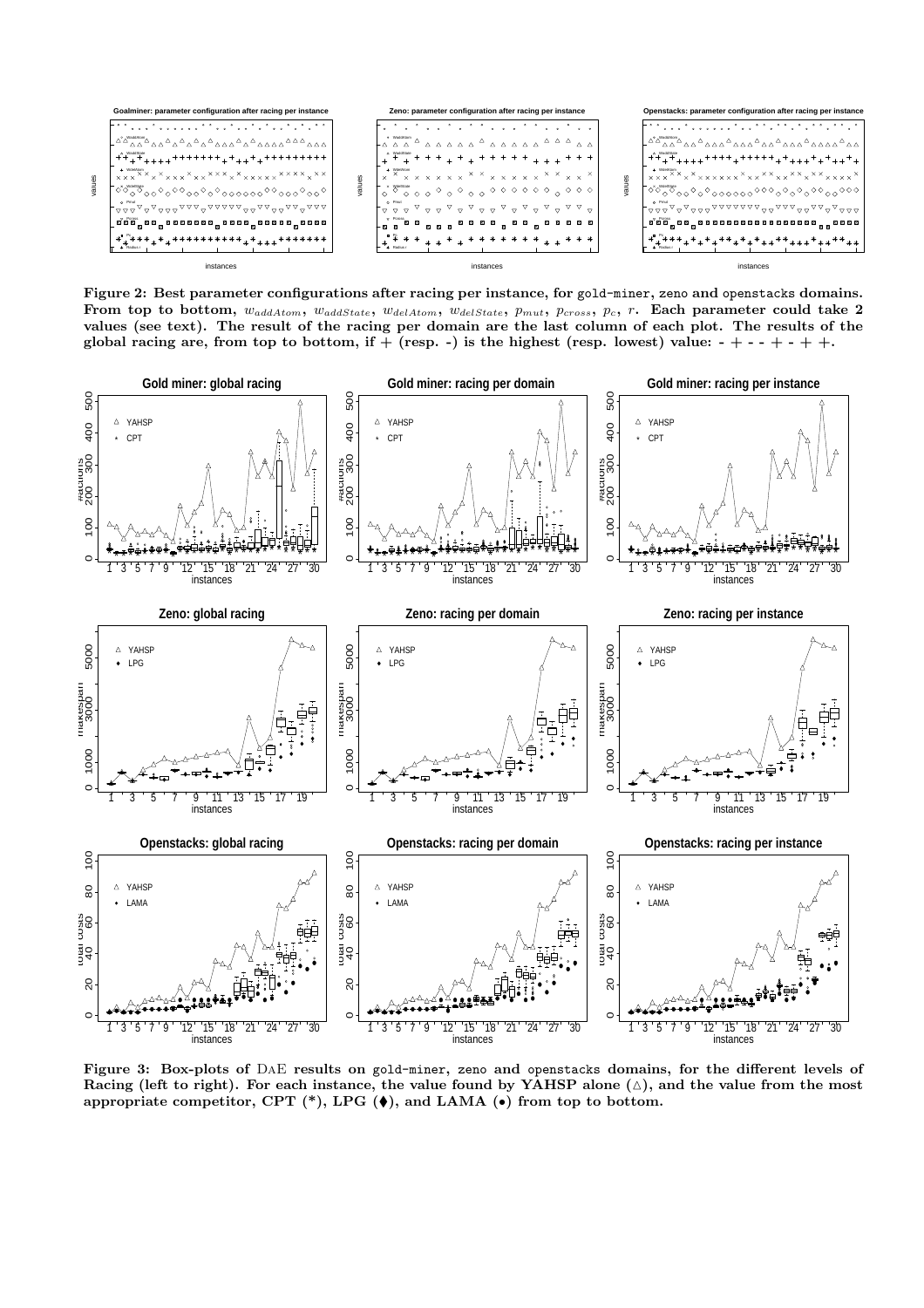**Figure 2: Best parameter configurations after racing per instance, for gold-miner, zeno and openstacks domains. From top to bottom, $w_{addAtom}$, $w_{addState}$, $w_{delAtom}$, $w_{delState}$, $p_{mut}$, $p_{cross}$, $p_c$, $r$. Each parameter could take 2 values (see text). The result of the racing per domain are the last column of each plot. The results of the global racing are, from top to bottom, if + (resp. -) is the highest (resp. lowest) value: - + - - + - + +.**

**Figure 3: Box-plots of DaE results on gold-miner, zeno and openstacks domains, for the different levels of Racing (left to right). For each instance, the value found by YAHSP alone (△), and the value from the most appropriate competitor, CPT (\*), LPG (⧫), and LAMA (•) from top to bottom.**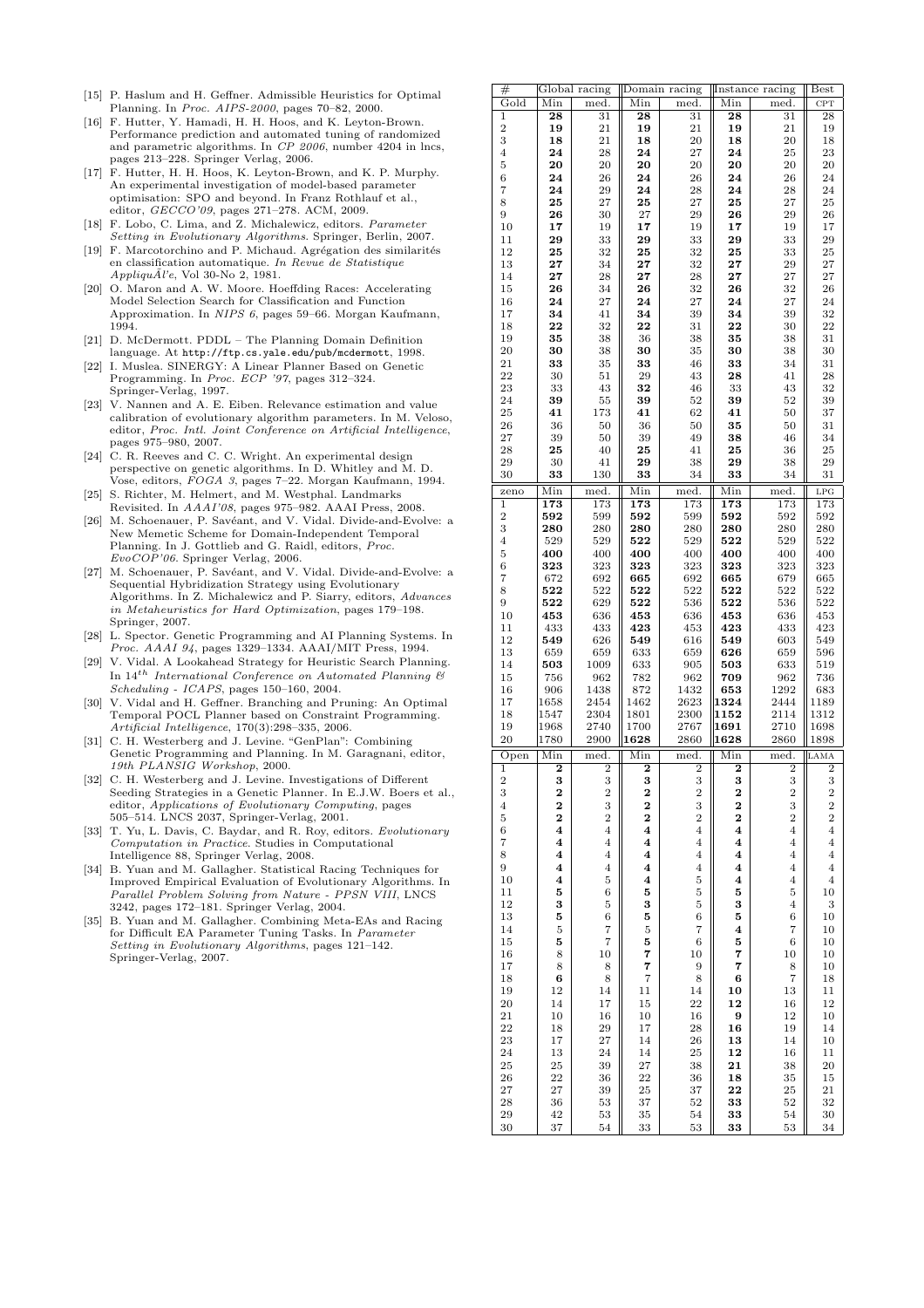[15] P. Haslum and H. Geffner. Admissible Heuristics for Optimal Planning. In *Proc. AIPS-2000*, pages 70–82, 2000.

[16] F. Hutter, Y. Hamadi, H. H. Hoos, and K. Leyton-Brown. Performance prediction and automated tuning of randomized and parametric algorithms. In *CP 2006*, number 4204 in lncs, pages 213–228. Springer Verlag, 2006.

[17] F. Hutter, H. H. Hoos, K. Leyton-Brown, and K. P. Murphy. An experimental investigation of model-based parameter optimisation: SPO and beyond. In Franz Rothlauf et al., editor, *GECCO'09*, pages 271–278. ACM, 2009.

[18] F. Lobo, C. Lima, and Z. Michalewicz, editors. *Parameter Setting in Evolutionary Algorithms*. Springer, Berlin, 2007.

[19] F. Marcotorchino and P. Michaud. Agrégation des similarités en classification automatique. *In Revue de Statistique AppliquÃl'e*, Vol 30-No 2, 1981.

[20] O. Maron and A. W. Moore. Hoeffding Races: Accelerating Model Selection Search for Classification and Function Approximation. In *NIPS 6*, pages 59–66. Morgan Kaufmann, 1994.

[21] D. McDermott. PDDL – The Planning Domain Definition language. At http://ftp.cs.yale.edu/pub/mcdermott, 1998.

[22] I. Muslea. SINERGY: A Linear Planner Based on Genetic Programming. In *Proc. ECP '97*, pages 312–324. Springer-Verlag, 1997.

[23] V. Nannen and A. E. Eiben. Relevance estimation and value calibration of evolutionary algorithm parameters. In M. Veloso, editor, *Proc. Intl. Joint Conference on Artificial Intelligence*, pages 975–980, 2007.

[24] C. R. Reeves and C. C. Wright. An experimental design perspective on genetic algorithms. In D. Whitley and M. D. Vose, editors, *FOGA 3*, pages 7–22. Morgan Kaufmann, 1994.

[25] S. Richter, M. Helmert, and M. Westphal. Landmarks Revisited. In *AAAI'08*, pages 975–982. AAAI Press, 2008.

[26] M. Schoenauer, P. Savéant, and V. Vidal. Divide-and-Evolve: a New Memetic Scheme for Domain-Independent Temporal Planning. In J. Gottlieb and G. Raidl, editors, *Proc. EvoCOP'06*. Springer Verlag, 2006.

[27] M. Schoenauer, P. Savéant, and V. Vidal. Divide-and-Evolve: a Sequential Hybridization Strategy using Evolutionary Algorithms. In Z. Michalewicz and P. Siarry, editors, *Advances in Metaheuristics for Hard Optimization*, pages 179–198. Springer, 2007.

[28] L. Spector. Genetic Programming and AI Planning Systems. In *Proc. AAAI 94*, pages 1329–1334. AAAI/MIT Press, 1994.

[29] V. Vidal. A Lookahead Strategy for Heuristic Search Planning. In $14^{th}$ *International Conference on Automated Planning & Scheduling - ICAPS*, pages 150–160, 2004.

[30] V. Vidal and H. Geffner. Branching and Pruning: An Optimal Temporal POCL Planner based on Constraint Programming. *Artificial Intelligence*, 170(3):298–335, 2006.

[31] C. H. Westerberg and J. Levine. "GenPlan": Combining Genetic Programming and Planning. In M. Garagnani, editor, *19th PLANSIG Workshop*, 2000.

[32] C. H. Westerberg and J. Levine. Investigations of Different Seeding Strategies in a Genetic Planner. In E.J.W. Boers et al., editor, *Applications of Evolutionary Computing*, pages 505–514. LNCS 2037, Springer-Verlag, 2001.

[33] T. Yu, L. Davis, C. Baydar, and R. Roy, editors. *Evolutionary Computation in Practice*. Studies in Computational Intelligence 88, Springer Verlag, 2008.

[34] B. Yuan and M. Gallagher. Statistical Racing Techniques for Improved Empirical Evaluation of Evolutionary Algorithms. In *Parallel Problem Solving from Nature - PPSN VIII*, LNCS 3242, pages 172–181. Springer Verlag, 2004.

[35] B. Yuan and M. Gallagher. Combining Meta-EAs and Racing for Difficult EA Parameter Tuning Tasks. In *Parameter Setting in Evolutionary Algorithms*, pages 121–142. Springer-Verlag, 2007.

| # | Global racing | | Domain racing | | Instance racing | | Best |
|---|---|---|---|---|---|---|---|
| Gold | Min | med. | Min | med. | Min | med. | CPT |
| 1 | **28** | 31 | **28** | 31 | **28** | 31 | 28 |
| 2 | **19** | 21 | **19** | 21 | **19** | 21 | 19 |
| 3 | **18** | 21 | **18** | 20 | **18** | 20 | 18 |
| 4 | **24** | 28 | **24** | 27 | **24** | 25 | 23 |
| 5 | **20** | 20 | **20** | 20 | **20** | 20 | 20 |
| 6 | **24** | 26 | **24** | 26 | **24** | 26 | 24 |
| 7 | **24** | 29 | **24** | 28 | **24** | 28 | 24 |
| 8 | **25** | 27 | **25** | 27 | **25** | 27 | 25 |
| 9 | **26** | 30 | 27 | 29 | **26** | 29 | 26 |
| 10 | **17** | 19 | **17** | 19 | **17** | 19 | 17 |
| 11 | **29** | 33 | **29** | 33 | **29** | 33 | 29 |
| 12 | **25** | 32 | **25** | 32 | **25** | 33 | 25 |
| 13 | **27** | 34 | **27** | 32 | **27** | 29 | 27 |
| 14 | **27** | 28 | **27** | 28 | **27** | 27 | 27 |
| 15 | **26** | 34 | **26** | 32 | **26** | 32 | 26 |
| 16 | **24** | 27 | **24** | 27 | **24** | 27 | 24 |
| 17 | **34** | 41 | **34** | 39 | **34** | 39 | 32 |
| 18 | **22** | 32 | **22** | 31 | **22** | 30 | 22 |
| 19 | **35** | 38 | 36 | 38 | **35** | 38 | 31 |
| 20 | **30** | 38 | **30** | 35 | **30** | 38 | 30 |
| 21 | **33** | 35 | **33** | 46 | **33** | 34 | 31 |
| 22 | 30 | 51 | 29 | 43 | **28** | 41 | 28 |
| 23 | 33 | 43 | **32** | 46 | 33 | 43 | 32 |
| 24 | **39** | 55 | **39** | 52 | **39** | 52 | 39 |
| 25 | **41** | 173 | **41** | 62 | **41** | 50 | 37 |
| 26 | 36 | 50 | 36 | 50 | **35** | 50 | 31 |
| 27 | 39 | 50 | 39 | 49 | **38** | 46 | 34 |
| 28 | **25** | 40 | **25** | 41 | **25** | 36 | 25 |
| 29 | 30 | 41 | **29** | 38 | **29** | 38 | 29 |
| 30 | **33** | 130 | **33** | 34 | **33** | 34 | 31 |
| zeno | Min | med. | Min | med. | Min | med. | LPG |
| 1 | **173** | 173 | **173** | 173 | **173** | 173 | 173 |
| 2 | **592** | 599 | **592** | 599 | **592** | 592 | 592 |
| 3 | **280** | 280 | **280** | 280 | **280** | 280 | 280 |
| 4 | 529 | 529 | **522** | 529 | **522** | 529 | 522 |
| 5 | **400** | 400 | **400** | 400 | **400** | 400 | 400 |
| 6 | **323** | 323 | **323** | 323 | **323** | 323 | 323 |
| 7 | 672 | 692 | **665** | 692 | **665** | 679 | 665 |
| 8 | **522** | 522 | **522** | 522 | **522** | 522 | 522 |
| 9 | **522** | 629 | **522** | 536 | **522** | 536 | 522 |
| 10 | **453** | 636 | **453** | 636 | **453** | 636 | 453 |
| 11 | 433 | 433 | **423** | 453 | **423** | 433 | 423 |
| 12 | **549** | 626 | **549** | 616 | **549** | 603 | 549 |
| 13 | 659 | 659 | 633 | 659 | **626** | 659 | 596 |
| 14 | **503** | 1009 | 633 | 905 | **503** | 633 | 519 |
| 15 | 756 | 962 | 782 | 962 | **709** | 962 | 736 |
| 16 | 906 | 1438 | 872 | 1432 | **653** | 1292 | 683 |
| 17 | 1658 | 2454 | 1462 | 2623 | **1324** | 2444 | 1189 |
| 18 | 1547 | 2304 | 1801 | 2300 | **1152** | 2114 | 1312 |
| 19 | 1968 | 2740 | 1700 | 2767 | **1691** | 2710 | 1698 |
| 20 | 1780 | 2900 | **1628** | 2860 | **1628** | 2860 | 1898 |
| Open | Min | med. | Min | med. | Min | med. | LAMA |
| 1 | **2** | 2 | **2** | 2 | **2** | 2 | 2 |
| 2 | **3** | 3 | **3** | 3 | **3** | 3 | 3 |
| 3 | **2** | 2 | **2** | 2 | **2** | 2 | 2 |
| 4 | **2** | 3 | **2** | 3 | **2** | 3 | 2 |
| 5 | **2** | 2 | **2** | 2 | **2** | 2 | 2 |
| 6 | **4** | 4 | **4** | 4 | **4** | 4 | 4 |
| 7 | **4** | 4 | **4** | 4 | **4** | 4 | 4 |
| 8 | **4** | 4 | **4** | 4 | **4** | 4 | 4 |
| 9 | **4** | 4 | **4** | 4 | **4** | 4 | 4 |
| 10 | **4** | 5 | **4** | 5 | **4** | 4 | 4 |
| 11 | **5** | 6 | **5** | 5 | **5** | 5 | 10 |
| 12 | **3** | 5 | **3** | 5 | **3** | 4 | 3 |
| 13 | **5** | 6 | **5** | 6 | **5** | 6 | 10 |
| 14 | 5 | 7 | 5 | 7 | **4** | 7 | 10 |
| 15 | **5** | 7 | **5** | 6 | **5** | 6 | 10 |
| 16 | 8 | 10 | **7** | 10 | **7** | 10 | 10 |
| 17 | 8 | 8 | **7** | 9 | **7** | 8 | 10 |
| 18 | **6** | 8 | 7 | 8 | **6** | 7 | 18 |
| 19 | 12 | 14 | 11 | 14 | **10** | 13 | 11 |
| 20 | 14 | 17 | 15 | 22 | **12** | 16 | 12 |
| 21 | 10 | 16 | 10 | 16 | **9** | 12 | 10 |
| 22 | 18 | 29 | 17 | 28 | **16** | 19 | 14 |
| 23 | 17 | 27 | 14 | 26 | **13** | 14 | 10 |
| 24 | 13 | 24 | 14 | 25 | **12** | 16 | 11 |
| 25 | 25 | 39 | 27 | 38 | **21** | 38 | 20 |
| 26 | 22 | 36 | 22 | 36 | **18** | 35 | 15 |
| 27 | 27 | 39 | 25 | 37 | **22** | 25 | 21 |
| 28 | 36 | 53 | 37 | 52 | **33** | 52 | 32 |
| 29 | 42 | 53 | 35 | 54 | **33** | 54 | 30 |
| 30 | 37 | 54 | 33 | 53 | **33** | 53 | 34 |